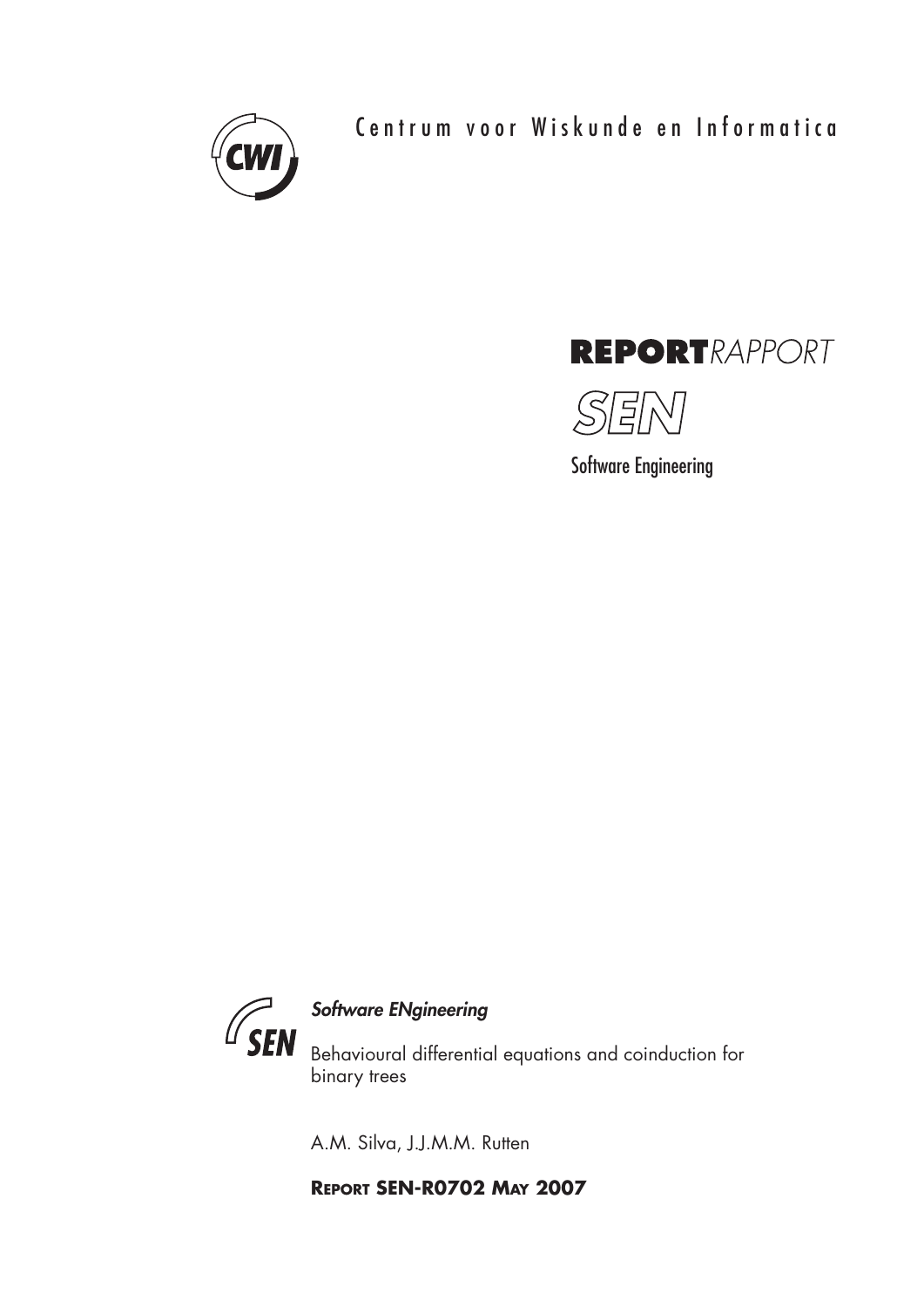Centrum voor Wiskunde en Informatica

**REPORT** *RAPPORT*

SEN

Software Engineering

***Software ENgineering***

Behavioural differential equations and coinduction for binary trees

A.M. Silva, J.J.M.M. Rutten

**REPORT SEN-R0702 MAY 2007**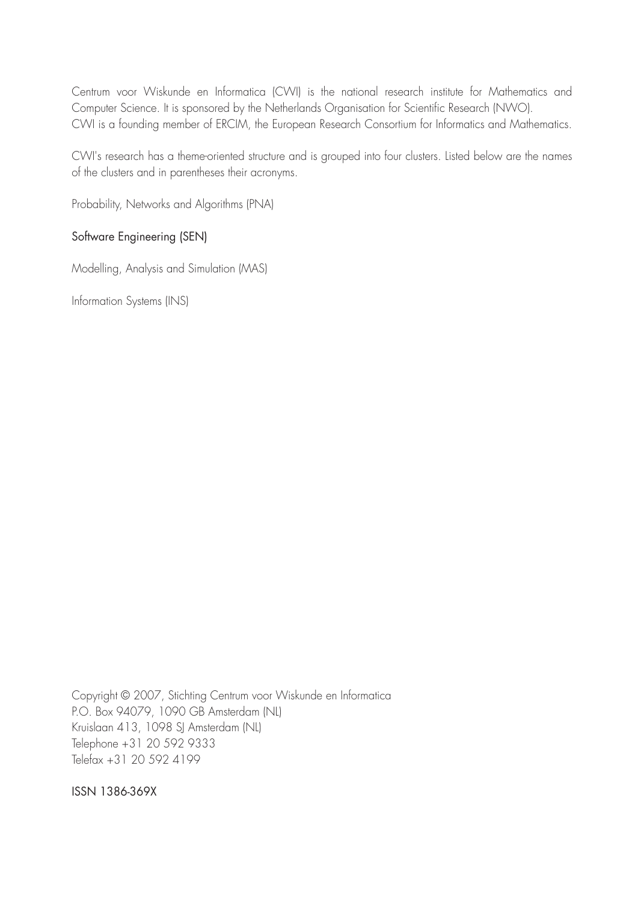Centrum voor Wiskunde en Informatica (CWI) is the national research institute for Mathematics and Computer Science. It is sponsored by the Netherlands Organisation for Scientific Research (NWO).
CWI is a founding member of ERCIM, the European Research Consortium for Informatics and Mathematics.

CWI's research has a theme-oriented structure and is grouped into four clusters. Listed below are the names of the clusters and in parentheses their acronyms.

Probability, Networks and Algorithms (PNA)

Software Engineering (SEN)

Modelling, Analysis and Simulation (MAS)

Information Systems (INS)

Copyright © 2007, Stichting Centrum voor Wiskunde en Informatica
P.O. Box 94079, 1090 GB Amsterdam (NL)
Kruislaan 413, 1098 SJ Amsterdam (NL)
Telephone +31 20 592 9333
Telefax +31 20 592 4199

ISSN 1386-369X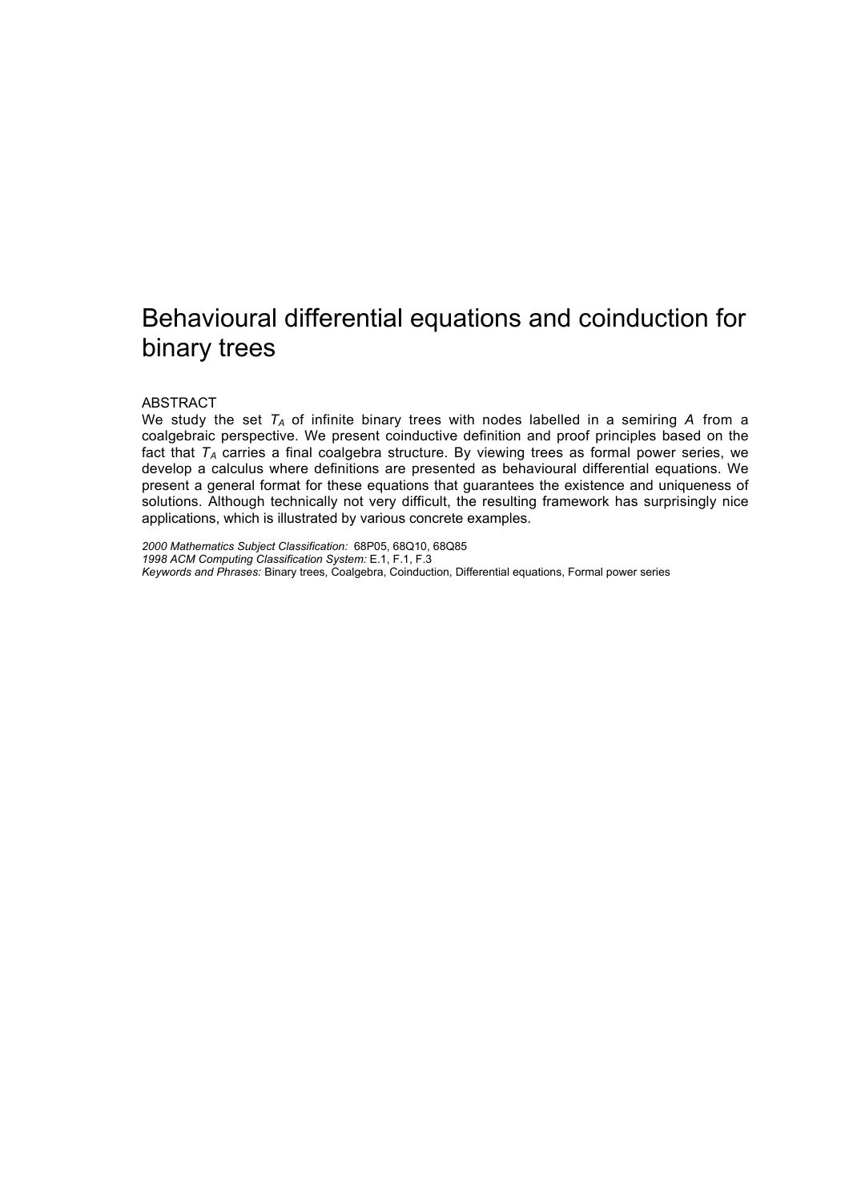# Behavioural differential equations and coinduction for binary trees

ABSTRACT

We study the set $T_A$ of infinite binary trees with nodes labelled in a semiring $A$ from a coalgebraic perspective. We present coinductive definition and proof principles based on the fact that $T_A$ carries a final coalgebra structure. By viewing trees as formal power series, we develop a calculus where definitions are presented as behavioural differential equations. We present a general format for these equations that guarantees the existence and uniqueness of solutions. Although technically not very difficult, the resulting framework has surprisingly nice applications, which is illustrated by various concrete examples.

*2000 Mathematics Subject Classification:* 68P05, 68Q10, 68Q85
*1998 ACM Computing Classification System:* E.1, F.1, F.3
*Keywords and Phrases:* Binary trees, Coalgebra, Coinduction, Differential equations, Formal power series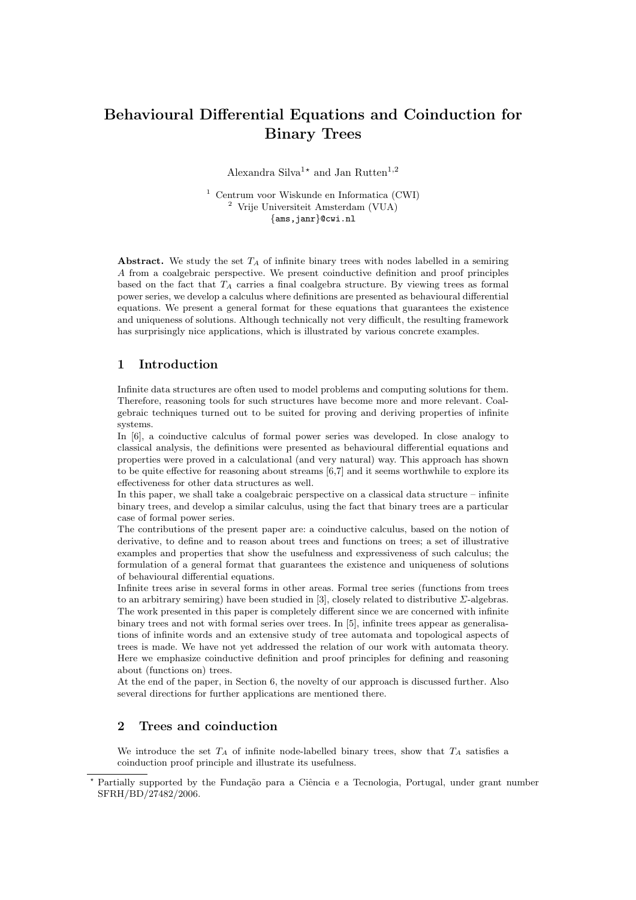# Behavioural Differential Equations and Coinduction for Binary Trees

Alexandra Silva[1⋆] and Jan Rutten[1,2]

[1] Centrum voor Wiskunde en Informatica (CWI)
[2] Vrije Universiteit Amsterdam (VUA)
{ams,janr}@cwi.nl

**Abstract.** We study the set $T_A$ of infinite binary trees with nodes labelled in a semiring $A$ from a coalgebraic perspective. We present coinductive definition and proof principles based on the fact that $T_A$ carries a final coalgebra structure. By viewing trees as formal power series, we develop a calculus where definitions are presented as behavioural differential equations. We present a general format for these equations that guarantees the existence and uniqueness of solutions. Although technically not very difficult, the resulting framework has surprisingly nice applications, which is illustrated by various concrete examples.

## 1 Introduction

Infinite data structures are often used to model problems and computing solutions for them. Therefore, reasoning tools for such structures have become more and more relevant. Coalgebraic techniques turned out to be suited for proving and deriving properties of infinite systems.

In [6], a coinductive calculus of formal power series was developed. In close analogy to classical analysis, the definitions were presented as behavioural differential equations and properties were proved in a calculational (and very natural) way. This approach has shown to be quite effective for reasoning about streams [6,7] and it seems worthwhile to explore its effectiveness for other data structures as well.

In this paper, we shall take a coalgebraic perspective on a classical data structure – infinite binary trees, and develop a similar calculus, using the fact that binary trees are a particular case of formal power series.

The contributions of the present paper are: a coinductive calculus, based on the notion of derivative, to define and to reason about trees and functions on trees; a set of illustrative examples and properties that show the usefulness and expressiveness of such calculus; the formulation of a general format that guarantees the existence and uniqueness of solutions of behavioural differential equations.

Infinite trees arise in several forms in other areas. Formal tree series (functions from trees to an arbitrary semiring) have been studied in [3], closely related to distributive $\Sigma$-algebras. The work presented in this paper is completely different since we are concerned with infinite binary trees and not with formal series over trees. In [5], infinite trees appear as generalisations of infinite words and an extensive study of tree automata and topological aspects of trees is made. We have not yet addressed the relation of our work with automata theory. Here we emphasize coinductive definition and proof principles for defining and reasoning about (functions on) trees.

At the end of the paper, in Section 6, the novelty of our approach is discussed further. Also several directions for further applications are mentioned there.

## 2 Trees and coinduction

We introduce the set $T_A$ of infinite node-labelled binary trees, show that $T_A$ satisfies a coinduction proof principle and illustrate its usefulness.

⋆ Partially supported by the Fundação para a Ciência e a Tecnologia, Portugal, under grant number SFRH/BD/27482/2006.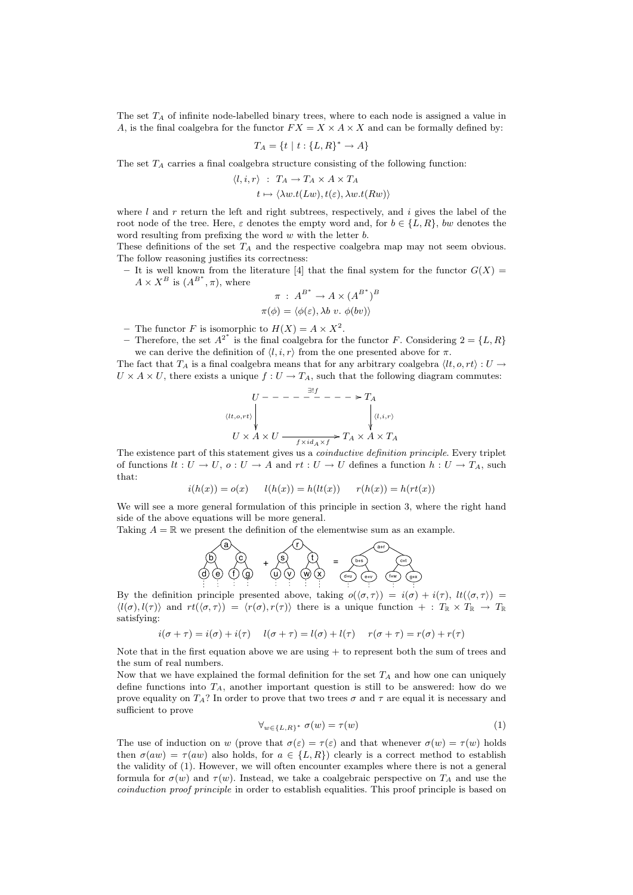The set $T_A$ of infinite node-labelled binary trees, where to each node is assigned a value in $A$, is the final coalgebra for the functor $FX = X \times A \times X$ and can be formally defined by:

$$T_A = \{t \mid t : \{L, R\}^* \to A\}$$

The set $T_A$ carries a final coalgebra structure consisting of the following function:

$$\begin{aligned} \langle l, i, r \rangle \ &: \ T_A \to T_A \times A \times T_A \\ t &\mapsto \langle \lambda w.t(Lw), t(\varepsilon), \lambda w.t(Rw) \rangle \end{aligned}$$

where $l$ and $r$ return the left and right subtrees, respectively, and $i$ gives the label of the root node of the tree. Here, $\varepsilon$ denotes the empty word and, for $b \in \{L, R\}$, $bw$ denotes the word resulting from prefixing the word $w$ with the letter $b$.

These definitions of the set $T_A$ and the respective coalgebra map may not seem obvious. The follow reasoning justifies its correctness:

– It is well known from the literature [4] that the final system for the functor $G(X) = A \times X^B$ is $(A^{B^*}, \pi)$, where

$$\begin{aligned} \pi \ &: \ A^{B^*} \to A \times (A^{B^*})^B \\ \pi(\phi) &= \langle \phi(\varepsilon), \lambda b \ v. \ \phi(bv) \rangle \end{aligned}$$

– The functor $F$ is isomorphic to $H(X) = A \times X^2$.

– Therefore, the set $A^{2^*}$ is the final coalgebra for the functor $F$. Considering $2 = \{L, R\}$ we can derive the definition of $\langle l, i, r \rangle$ from the one presented above for $\pi$.

The fact that $T_A$ is a final coalgebra means that for any arbitrary coalgebra $\langle lt, o, rt \rangle : U \to U \times A \times U$, there exists a unique $f : U \to T_A$, such that the following diagram commutes:

$$\begin{array}{ccc} U & \overset{\exists! f}{\dashrightarrow} & T_A \\ {\scriptstyle \langle lt, o, rt \rangle} \downarrow & & \downarrow {\scriptstyle \langle l, i, r \rangle} \\ U \times A \times U & \xrightarrow[f \times id_A \times f]{} & T_A \times A \times T_A \end{array}$$

The existence part of this statement gives us a *coinductive definition principle*. Every triplet of functions $lt : U \to U$, $o : U \to A$ and $rt : U \to U$ defines a function $h : U \to T_A$, such that:

$$i(h(x)) = o(x) \qquad l(h(x)) = h(lt(x)) \qquad r(h(x)) = h(rt(x))$$

We will see a more general formulation of this principle in section 3, where the right hand side of the above equations will be more general.

Taking $A = \mathbb{R}$ we present the definition of the elementwise sum as an example.

By the definition principle presented above, taking $o(\langle \sigma, \tau \rangle) = i(\sigma) + i(\tau)$, $lt(\langle \sigma, \tau \rangle) = \langle l(\sigma), l(\tau) \rangle$ and $rt(\langle \sigma, \tau \rangle) = \langle r(\sigma), r(\tau) \rangle$ there is a unique function $+ : T_\mathbb{R} \times T_\mathbb{R} \to T_\mathbb{R}$ satisfying:

$$i(\sigma + \tau) = i(\sigma) + i(\tau) \qquad l(\sigma + \tau) = l(\sigma) + l(\tau) \qquad r(\sigma + \tau) = r(\sigma) + r(\tau)$$

Note that in the first equation above we are using $+$ to represent both the sum of trees and the sum of real numbers.

Now that we have explained the formal definition for the set $T_A$ and how one can uniquely define functions into $T_A$, another important question is still to be answered: how do we prove equality on $T_A$? In order to prove that two trees $\sigma$ and $\tau$ are equal it is necessary and sufficient to prove

$$\forall_{w \in \{L,R\}^*} \ \sigma(w) = \tau(w) \tag{1}$$

The use of induction on $w$ (prove that $\sigma(\varepsilon) = \tau(\varepsilon)$ and that whenever $\sigma(w) = \tau(w)$ holds then $\sigma(aw) = \tau(aw)$ also holds, for $a \in \{L, R\}$) clearly is a correct method to establish the validity of (1). However, we will often encounter examples where there is not a general formula for $\sigma(w)$ and $\tau(w)$. Instead, we take a coalgebraic perspective on $T_A$ and use the *coinduction proof principle* in order to establish equalities. This proof principle is based on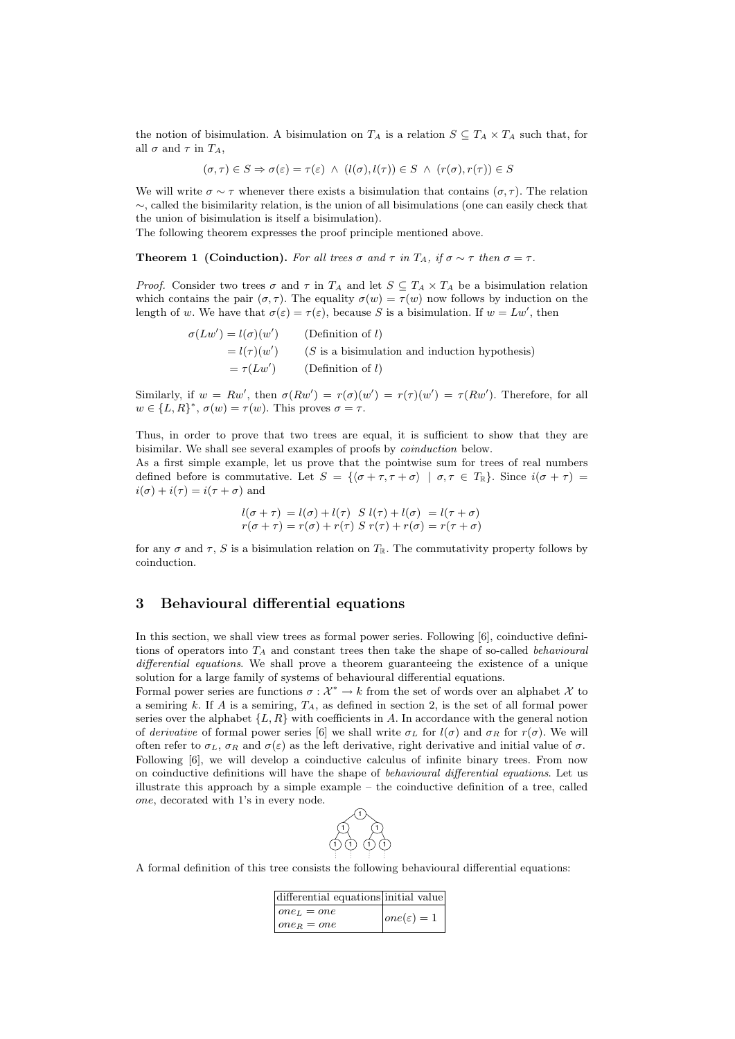the notion of bisimulation. A bisimulation on $T_A$ is a relation $S \subseteq T_A \times T_A$ such that, for all $\sigma$ and $\tau$ in $T_A$,

$$(\sigma, \tau) \in S \Rightarrow \sigma(\varepsilon) = \tau(\varepsilon) \ \wedge \ (l(\sigma), l(\tau)) \in S \ \wedge \ (r(\sigma), r(\tau)) \in S$$

We will write $\sigma \sim \tau$ whenever there exists a bisimulation that contains $(\sigma, \tau)$. The relation $\sim$, called the bisimilarity relation, is the union of all bisimulations (one can easily check that the union of bisimulation is itself a bisimulation).

The following theorem expresses the proof principle mentioned above.

**Theorem 1 (Coinduction).** *For all trees $\sigma$ and $\tau$ in $T_A$, if $\sigma \sim \tau$ then $\sigma = \tau$.*

*Proof.* Consider two trees $\sigma$ and $\tau$ in $T_A$ and let $S \subseteq T_A \times T_A$ be a bisimulation relation which contains the pair $(\sigma, \tau)$. The equality $\sigma(w) = \tau(w)$ now follows by induction on the length of $w$. We have that $\sigma(\varepsilon) = \tau(\varepsilon)$, because $S$ is a bisimulation. If $w = Lw'$, then

$$\begin{aligned}
\sigma(Lw') &= l(\sigma)(w') && \text{(Definition of } l\text{)} \\
&= l(\tau)(w') && \text{(}S\text{ is a bisimulation and induction hypothesis)} \\
&= \tau(Lw') && \text{(Definition of } l\text{)}
\end{aligned}$$

Similarly, if $w = Rw'$, then $\sigma(Rw') = r(\sigma)(w') = r(\tau)(w') = \tau(Rw')$. Therefore, for all $w \in \{L, R\}^*$, $\sigma(w) = \tau(w)$. This proves $\sigma = \tau$.

Thus, in order to prove that two trees are equal, it is sufficient to show that they are bisimilar. We shall see several examples of proofs by *coinduction* below.

As a first simple example, let us prove that the pointwise sum for trees of real numbers defined before is commutative. Let $S = \{\langle \sigma + \tau, \tau + \sigma \rangle \mid \sigma, \tau \in T_{\mathbb{R}}\}$. Since $i(\sigma + \tau) = i(\sigma) + i(\tau) = i(\tau + \sigma)$ and

$$\begin{aligned}
l(\sigma + \tau) &= l(\sigma) + l(\tau) \ \ S \ l(\tau) + l(\sigma) &= l(\tau + \sigma) \\
r(\sigma + \tau) &= r(\sigma) + r(\tau) \ S \ r(\tau) + r(\sigma) &= r(\tau + \sigma)
\end{aligned}$$

for any $\sigma$ and $\tau$, $S$ is a bisimulation relation on $T_{\mathbb{R}}$. The commutativity property follows by coinduction.

## 3 Behavioural differential equations

In this section, we shall view trees as formal power series. Following [6], coinductive definitions of operators into $T_A$ and constant trees then take the shape of so-called *behavioural differential equations*. We shall prove a theorem guaranteeing the existence of a unique solution for a large family of systems of behavioural differential equations.

Formal power series are functions $\sigma : \mathcal{X}^* \to k$ from the set of words over an alphabet $\mathcal{X}$ to a semiring $k$. If $A$ is a semiring, $T_A$, as defined in section 2, is the set of all formal power series over the alphabet $\{L, R\}$ with coefficients in $A$. In accordance with the general notion of *derivative* of formal power series [6] we shall write $\sigma_L$ for $l(\sigma)$ and $\sigma_R$ for $r(\sigma)$. We will often refer to $\sigma_L$, $\sigma_R$ and $\sigma(\varepsilon)$ as the left derivative, right derivative and initial value of $\sigma$. Following [6], we will develop a coinductive calculus of infinite binary trees. From now on coinductive definitions will have the shape of *behavioural differential equations*. Let us illustrate this approach by a simple example – the coinductive definition of a tree, called *one*, decorated with 1's in every node.

A formal definition of this tree consists the following behavioural differential equations:

| differential equations | initial value |
|---|---|
| $one_L = one$ <br> $one_R = one$ | $one(\varepsilon) = 1$ |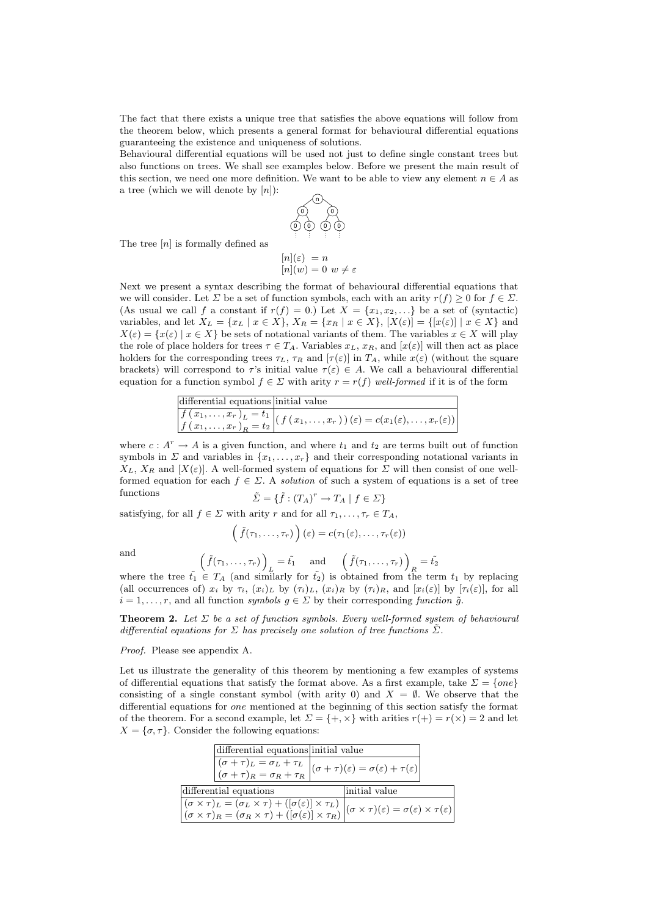The fact that there exists a unique tree that satisfies the above equations will follow from the theorem below, which presents a general format for behavioural differential equations guaranteeing the existence and uniqueness of solutions.

Behavioural differential equations will be used not just to define single constant trees but also functions on trees. We shall see examples below. Before we present the main result of this section, we need one more definition. We want to be able to view any element $n \in A$ as a tree (which we will denote by $[n]$):

The tree $[n]$ is formally defined as

$$[n](\varepsilon) = n$$
$$[n](w) = 0 \;\; w \neq \varepsilon$$

Next we present a syntax describing the format of behavioural differential equations that we will consider. Let $\Sigma$ be a set of function symbols, each with an arity $r(f) \geq 0$ for $f \in \Sigma$. (As usual we call $f$ a constant if $r(f) = 0$.) Let $X = \{x_1, x_2, \ldots\}$ be a set of (syntactic) variables, and let $X_L = \{x_L \mid x \in X\}$, $X_R = \{x_R \mid x \in X\}$, $[X(\varepsilon)] = \{[x(\varepsilon)] \mid x \in X\}$ and $X(\varepsilon) = \{x(\varepsilon) \mid x \in X\}$ be sets of notational variants of them. The variables $x \in X$ will play the role of place holders for trees $\tau \in T_A$. Variables $x_L$, $x_R$, and $[x(\varepsilon)]$ will then act as place holders for the corresponding trees $\tau_L$, $\tau_R$ and $[\tau(\varepsilon)]$ in $T_A$, while $x(\varepsilon)$ (without the square brackets) will correspond to $\tau$'s initial value $\tau(\varepsilon) \in A$. We call a behavioural differential equation for a function symbol $f \in \Sigma$ with arity $r = r(f)$ *well-formed* if it is of the form

| differential equations | initial value |
|---|---|
| $f(x_1, \ldots, x_r)_L = t_1$ <br> $f(x_1, \ldots, x_r)_R = t_2$ | $(f(x_1, \ldots, x_r))(\varepsilon) = c(x_1(\varepsilon), \ldots, x_r(\varepsilon))$ |

where $c : A^r \to A$ is a given function, and where $t_1$ and $t_2$ are terms built out of function symbols in $\Sigma$ and variables in $\{x_1, \ldots, x_r\}$ and their corresponding notational variants in $X_L$, $X_R$ and $[X(\varepsilon)]$. A well-formed system of equations for $\Sigma$ will then consist of one well-formed equation for each $f \in \Sigma$. A *solution* of such a system of equations is a set of tree functions

$$\tilde{\Sigma} = \{\tilde{f} : (T_A)^r \to T_A \mid f \in \Sigma\}$$

satisfying, for all $f \in \Sigma$ with arity $r$ and for all $\tau_1, \ldots, \tau_r \in T_A$,

$$\left(\tilde{f}(\tau_1, \ldots, \tau_r)\right)(\varepsilon) = c(\tau_1(\varepsilon), \ldots, \tau_r(\varepsilon))$$

and

$$\left(\tilde{f}(\tau_1, \ldots, \tau_r)\right)_L = \tilde{t_1} \quad \text{and} \quad \left(\tilde{f}(\tau_1, \ldots, \tau_r)\right)_R = \tilde{t_2}$$

where the tree $\tilde{t_1} \in T_A$ (and similarly for $\tilde{t_2}$) is obtained from the term $t_1$ by replacing (all occurrences of) $x_i$ by $\tau_i$, $(x_i)_L$ by $(\tau_i)_L$, $(x_i)_R$ by $(\tau_i)_R$, and $[x_i(\varepsilon)]$ by $[\tau_i(\varepsilon)]$, for all $i = 1, \ldots, r$, and all function *symbols* $g \in \Sigma$ by their corresponding *function* $\tilde{g}$.

**Theorem 2.** *Let $\Sigma$ be a set of function symbols. Every well-formed system of behavioural differential equations for $\Sigma$ has precisely one solution of tree functions $\tilde{\Sigma}$.*

*Proof.* Please see appendix A.

Let us illustrate the generality of this theorem by mentioning a few examples of systems of differential equations that satisfy the format above. As a first example, take $\Sigma = \{one\}$ consisting of a single constant symbol (with arity 0) and $X = \emptyset$. We observe that the differential equations for *one* mentioned at the beginning of this section satisfy the format of the theorem. For a second example, let $\Sigma = \{+, \times\}$ with arities $r(+) = r(\times) = 2$ and let $X = \{\sigma, \tau\}$. Consider the following equations:

| differential equations | initial value |
|---|---|
| $(\sigma + \tau)_L = \sigma_L + \tau_L$ <br> $(\sigma + \tau)_R = \sigma_R + \tau_R$ | $(\sigma + \tau)(\varepsilon) = \sigma(\varepsilon) + \tau(\varepsilon)$ |

| differential equations | initial value |
|---|---|
| $(\sigma \times \tau)_L = (\sigma_L \times \tau) + ([\sigma(\varepsilon)] \times \tau_L)$ <br> $(\sigma \times \tau)_R = (\sigma_R \times \tau) + ([\sigma(\varepsilon)] \times \tau_R)$ | $(\sigma \times \tau)(\varepsilon) = \sigma(\varepsilon) \times \tau(\varepsilon)$ |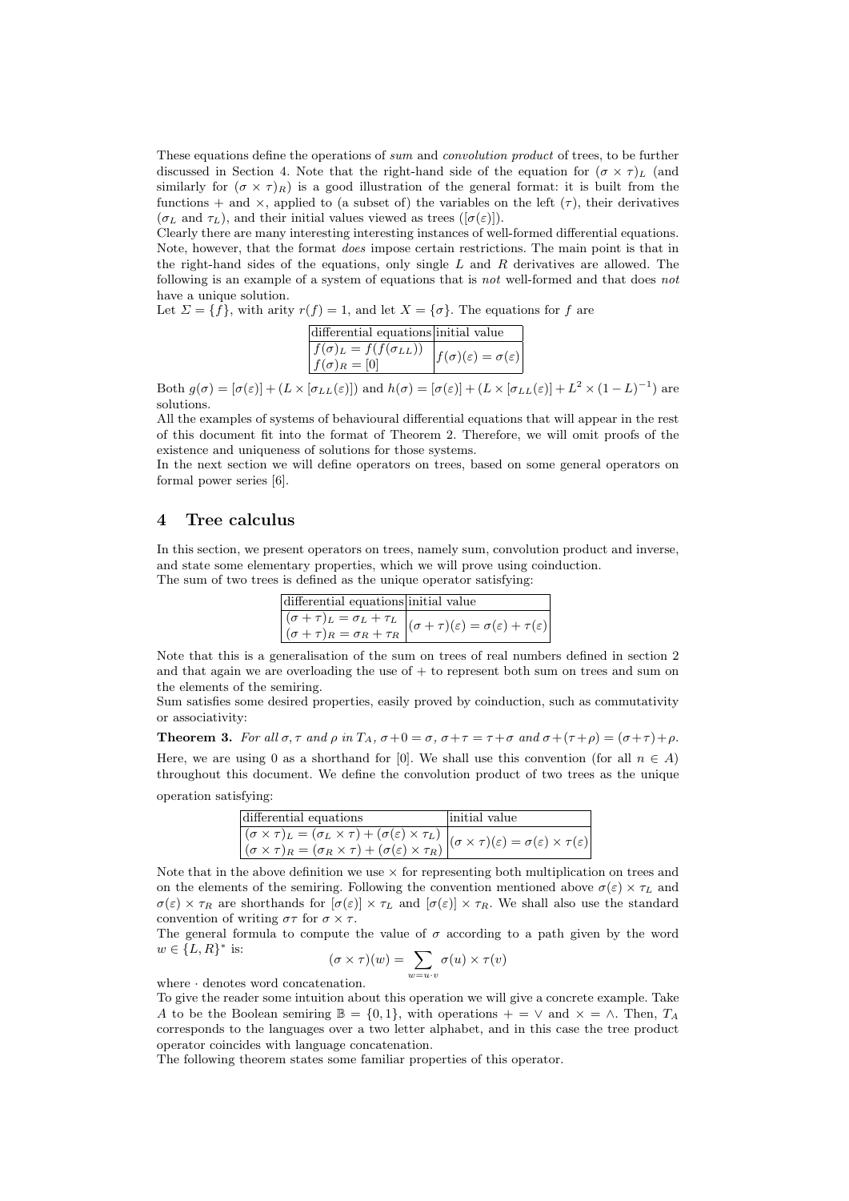These equations define the operations of *sum* and *convolution product* of trees, to be further discussed in Section 4. Note that the right-hand side of the equation for $(\sigma \times \tau)_L$ (and similarly for $(\sigma \times \tau)_R$) is a good illustration of the general format: it is built from the functions + and $\times$, applied to (a subset of) the variables on the left ($\tau$), their derivatives ($\sigma_L$ and $\tau_L$), and their initial values viewed as trees ($[\sigma(\varepsilon)]$).
Clearly there are many interesting interesting instances of well-formed differential equations. Note, however, that the format *does* impose certain restrictions. The main point is that in the right-hand sides of the equations, only single $L$ and $R$ derivatives are allowed. The following is an example of a system of equations that is *not* well-formed and that does *not* have a unique solution.
Let $\Sigma = \{f\}$, with arity $r(f) = 1$, and let $X = \{\sigma\}$. The equations for $f$ are

| differential equations | initial value |
|---|---|
| $f(\sigma)_L = f(f(\sigma_{LL}))$<br>$f(\sigma)_R = [0]$ | $f(\sigma)(\varepsilon) = \sigma(\varepsilon)$ |

Both $g(\sigma) = [\sigma(\varepsilon)] + (L \times [\sigma_{LL}(\varepsilon)])$ and $h(\sigma) = [\sigma(\varepsilon)] + (L \times [\sigma_{LL}(\varepsilon)] + L^2 \times (1 - L)^{-1})$ are solutions.
All the examples of systems of behavioural differential equations that will appear in the rest of this document fit into the format of Theorem 2. Therefore, we will omit proofs of the existence and uniqueness of solutions for those systems.
In the next section we will define operators on trees, based on some general operators on formal power series [6].

## 4 Tree calculus

In this section, we present operators on trees, namely sum, convolution product and inverse, and state some elementary properties, which we will prove using coinduction.
The sum of two trees is defined as the unique operator satisfying:

| differential equations | initial value |
|---|---|
| $(\sigma + \tau)_L = \sigma_L + \tau_L$<br>$(\sigma + \tau)_R = \sigma_R + \tau_R$ | $(\sigma + \tau)(\varepsilon) = \sigma(\varepsilon) + \tau(\varepsilon)$ |

Note that this is a generalisation of the sum on trees of real numbers defined in section 2 and that again we are overloading the use of + to represent both sum on trees and sum on the elements of the semiring.
Sum satisfies some desired properties, easily proved by coinduction, such as commutativity or associativity:

**Theorem 3.** *For all $\sigma, \tau$ and $\rho$ in $T_A$, $\sigma + 0 = \sigma$, $\sigma + \tau = \tau + \sigma$ and $\sigma + (\tau + \rho) = (\sigma + \tau) + \rho$.*

Here, we are using 0 as a shorthand for [0]. We shall use this convention (for all $n \in A$) throughout this document. We define the convolution product of two trees as the unique operation satisfying:

| differential equations | initial value |
|---|---|
| $(\sigma \times \tau)_L = (\sigma_L \times \tau) + (\sigma(\varepsilon) \times \tau_L)$<br>$(\sigma \times \tau)_R = (\sigma_R \times \tau) + (\sigma(\varepsilon) \times \tau_R)$ | $(\sigma \times \tau)(\varepsilon) = \sigma(\varepsilon) \times \tau(\varepsilon)$ |

Note that in the above definition we use $\times$ for representing both multiplication on trees and on the elements of the semiring. Following the convention mentioned above $\sigma(\varepsilon) \times \tau_L$ and $\sigma(\varepsilon) \times \tau_R$ are shorthands for $[\sigma(\varepsilon)] \times \tau_L$ and $[\sigma(\varepsilon)] \times \tau_R$. We shall also use the standard convention of writing $\sigma\tau$ for $\sigma \times \tau$.
The general formula to compute the value of $\sigma$ according to a path given by the word $w \in \{L, R\}^*$ is:

$$(\sigma \times \tau)(w) = \sum_{w = u \cdot v} \sigma(u) \times \tau(v)$$

where $\cdot$ denotes word concatenation.
To give the reader some intuition about this operation we will give a concrete example. Take $A$ to be the Boolean semiring $\mathbb{B} = \{0, 1\}$, with operations $+ = \vee$ and $\times = \wedge$. Then, $T_A$ corresponds to the languages over a two letter alphabet, and in this case the tree product operator coincides with language concatenation.
The following theorem states some familiar properties of this operator.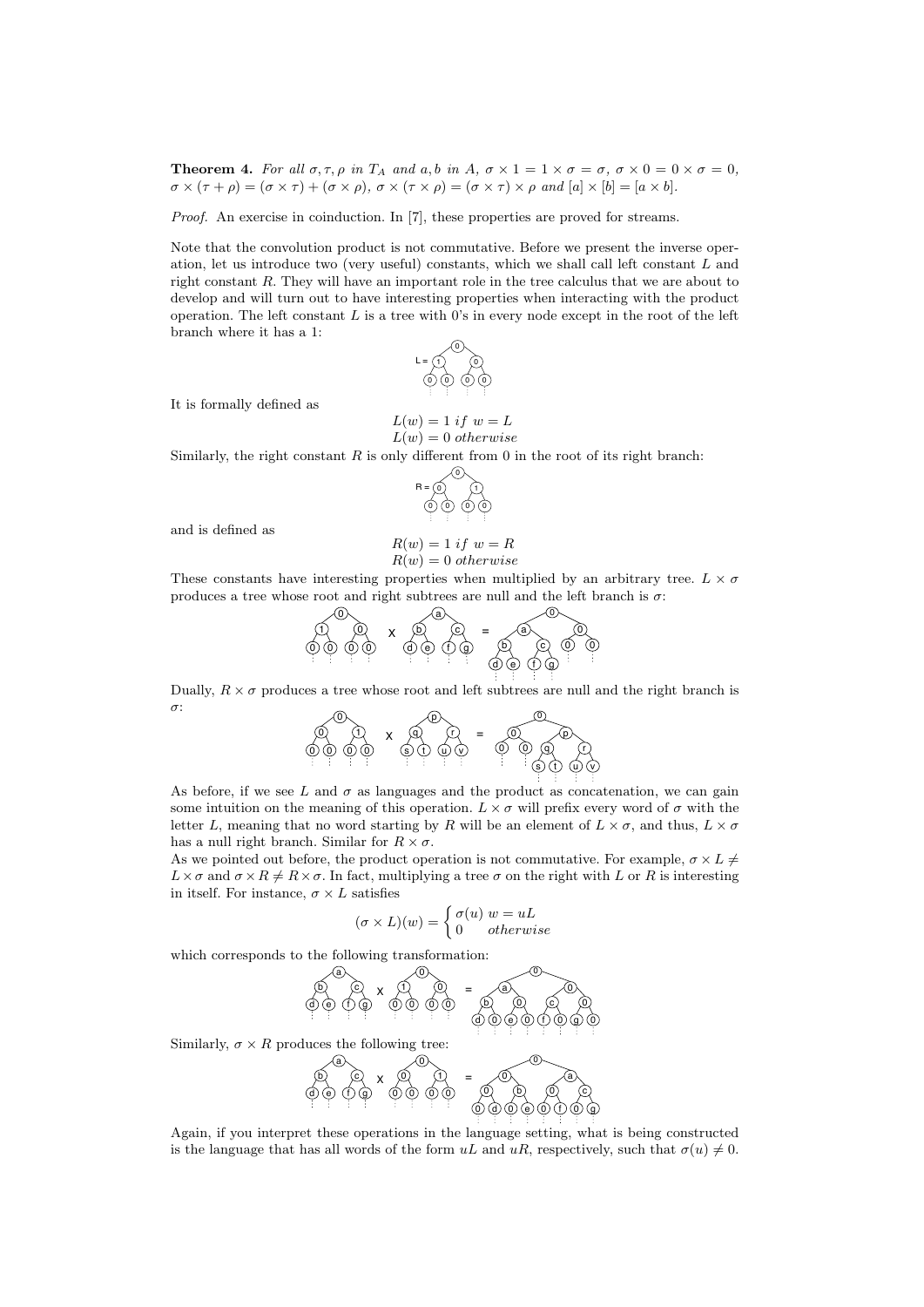**Theorem 4.** *For all $\sigma, \tau, \rho$ in $T_A$ and $a, b$ in $A$, $\sigma \times 1 = 1 \times \sigma = \sigma$, $\sigma \times 0 = 0 \times \sigma = 0$, $\sigma \times (\tau + \rho) = (\sigma \times \tau) + (\sigma \times \rho)$, $\sigma \times (\tau \times \rho) = (\sigma \times \tau) \times \rho$ and $[a] \times [b] = [a \times b]$.*

*Proof.* An exercise in coinduction. In [7], these properties are proved for streams.

Note that the convolution product is not commutative. Before we present the inverse operation, let us introduce two (very useful) constants, which we shall call left constant $L$ and right constant $R$. They will have an important role in the tree calculus that we are about to develop and will turn out to have interesting properties when interacting with the product operation. The left constant $L$ is a tree with 0's in every node except in the root of the left branch where it has a 1:

It is formally defined as

$$L(w) = 1 \; if \; w = L$$
$$L(w) = 0 \; otherwise$$

Similarly, the right constant $R$ is only different from 0 in the root of its right branch:

and is defined as

$$R(w) = 1 \; if \; w = R$$
$$R(w) = 0 \; otherwise$$

These constants have interesting properties when multiplied by an arbitrary tree. $L \times \sigma$ produces a tree whose root and right subtrees are null and the left branch is $\sigma$:

Dually, $R \times \sigma$ produces a tree whose root and left subtrees are null and the right branch is $\sigma$:

As before, if we see $L$ and $\sigma$ as languages and the product as concatenation, we can gain some intuition on the meaning of this operation. $L \times \sigma$ will prefix every word of $\sigma$ with the letter $L$, meaning that no word starting by $R$ will be an element of $L \times \sigma$, and thus, $L \times \sigma$ has a null right branch. Similar for $R \times \sigma$.

As we pointed out before, the product operation is not commutative. For example, $\sigma \times L \neq L \times \sigma$ and $\sigma \times R \neq R \times \sigma$. In fact, multiplying a tree $\sigma$ on the right with $L$ or $R$ is interesting in itself. For instance, $\sigma \times L$ satisfies

$$(\sigma \times L)(w) = \begin{cases} \sigma(u) & w = uL \\ 0 & otherwise \end{cases}$$

which corresponds to the following transformation:

Similarly, $\sigma \times R$ produces the following tree:

Again, if you interpret these operations in the language setting, what is being constructed is the language that has all words of the form $uL$ and $uR$, respectively, such that $\sigma(u) \neq 0$.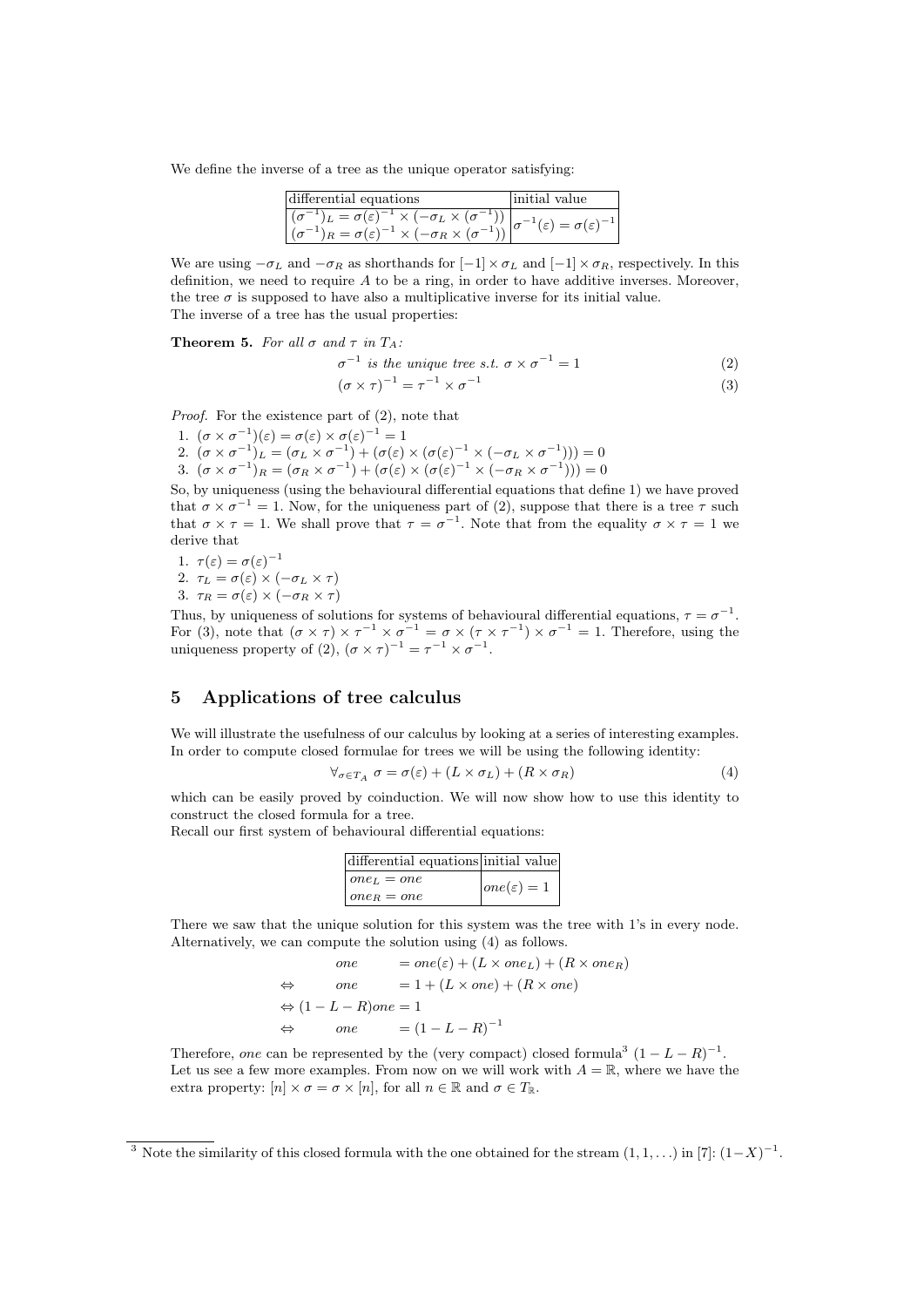We define the inverse of a tree as the unique operator satisfying:

| differential equations | initial value |
|---|---|
| $(\sigma^{-1})_L = \sigma(\varepsilon)^{-1} \times (-\sigma_L \times (\sigma^{-1}))$ <br> $(\sigma^{-1})_R = \sigma(\varepsilon)^{-1} \times (-\sigma_R \times (\sigma^{-1}))$ | $\sigma^{-1}(\varepsilon) = \sigma(\varepsilon)^{-1}$ |

We are using $-\sigma_L$ and $-\sigma_R$ as shorthands for $[-1] \times \sigma_L$ and $[-1] \times \sigma_R$, respectively. In this definition, we need to require $A$ to be a ring, in order to have additive inverses. Moreover, the tree $\sigma$ is supposed to have also a multiplicative inverse for its initial value.
The inverse of a tree has the usual properties:

**Theorem 5.** *For all $\sigma$ and $\tau$ in $T_A$:*

$$\sigma^{-1} \text{ is the unique tree s.t. } \sigma \times \sigma^{-1} = 1 \tag{2}$$

$$(\sigma \times \tau)^{-1} = \tau^{-1} \times \sigma^{-1} \tag{3}$$

*Proof.* For the existence part of (2), note that

1. $(\sigma \times \sigma^{-1})(\varepsilon) = \sigma(\varepsilon) \times \sigma(\varepsilon)^{-1} = 1$
2. $(\sigma \times \sigma^{-1})_L = (\sigma_L \times \sigma^{-1}) + (\sigma(\varepsilon) \times (\sigma(\varepsilon)^{-1} \times (-\sigma_L \times \sigma^{-1}))) = 0$
3. $(\sigma \times \sigma^{-1})_R = (\sigma_R \times \sigma^{-1}) + (\sigma(\varepsilon) \times (\sigma(\varepsilon)^{-1} \times (-\sigma_R \times \sigma^{-1}))) = 0$

So, by uniqueness (using the behavioural differential equations that define 1) we have proved that $\sigma \times \sigma^{-1} = 1$. Now, for the uniqueness part of (2), suppose that there is a tree $\tau$ such that $\sigma \times \tau = 1$. We shall prove that $\tau = \sigma^{-1}$. Note that from the equality $\sigma \times \tau = 1$ we derive that

1. $\tau(\varepsilon) = \sigma(\varepsilon)^{-1}$
2. $\tau_L = \sigma(\varepsilon) \times (-\sigma_L \times \tau)$
3. $\tau_R = \sigma(\varepsilon) \times (-\sigma_R \times \tau)$

Thus, by uniqueness of solutions for systems of behavioural differential equations, $\tau = \sigma^{-1}$. For (3), note that $(\sigma \times \tau) \times \tau^{-1} \times \sigma^{-1} = \sigma \times (\tau \times \tau^{-1}) \times \sigma^{-1} = 1$. Therefore, using the uniqueness property of (2), $(\sigma \times \tau)^{-1} = \tau^{-1} \times \sigma^{-1}$.

## 5 Applications of tree calculus

We will illustrate the usefulness of our calculus by looking at a series of interesting examples. In order to compute closed formulae for trees we will be using the following identity:

$$\forall_{\sigma \in T_A} \ \sigma = \sigma(\varepsilon) + (L \times \sigma_L) + (R \times \sigma_R) \tag{4}$$

which can be easily proved by coinduction. We will now show how to use this identity to construct the closed formula for a tree.
Recall our first system of behavioural differential equations:

| differential equations | initial value |
|---|---|
| $one_L = one$ <br> $one_R = one$ | $one(\varepsilon) = 1$ |

There we saw that the unique solution for this system was the tree with 1's in every node. Alternatively, we can compute the solution using (4) as follows.

$$\begin{aligned}
& one && = one(\varepsilon) + (L \times one_L) + (R \times one_R) \\
\Leftrightarrow \quad & one && = 1 + (L \times one) + (R \times one) \\
\Leftrightarrow \quad & (1 - L - R)one && = 1 \\
\Leftrightarrow \quad & one && = (1 - L - R)^{-1}
\end{aligned}$$

Therefore, *one* can be represented by the (very compact) closed formula[3] $(1 - L - R)^{-1}$. Let us see a few more examples. From now on we will work with $A = \mathbb{R}$, where we have the extra property: $[n] \times \sigma = \sigma \times [n]$, for all $n \in \mathbb{R}$ and $\sigma \in T_{\mathbb{R}}$.

---

[3] Note the similarity of this closed formula with the one obtained for the stream $(1, 1, \ldots)$ in [7]: $(1 - X)^{-1}$.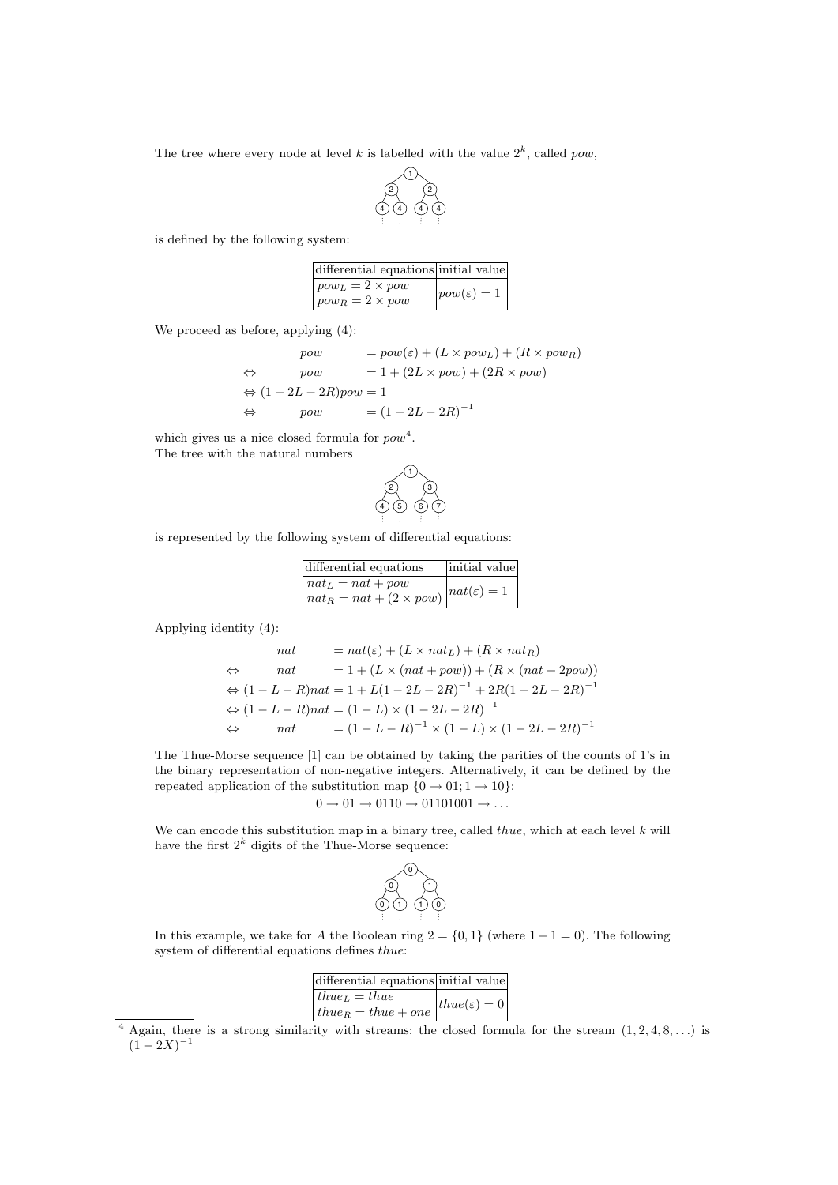The tree where every node at level $k$ is labelled with the value $2^k$, called *pow*,

is defined by the following system:

| differential equations | initial value |
|---|---|
| $pow_L = 2 \times pow$ <br> $pow_R = 2 \times pow$ | $pow(\varepsilon) = 1$ |

We proceed as before, applying (4):

$$
\begin{aligned}
& pow &&= pow(\varepsilon) + (L \times pow_L) + (R \times pow_R) \\
\Leftrightarrow\ & pow &&= 1 + (2L \times pow) + (2R \times pow) \\
\Leftrightarrow\ & (1 - 2L - 2R) pow &&= 1 \\
\Leftrightarrow\ & pow &&= (1 - 2L - 2R)^{-1}
\end{aligned}
$$

which gives us a nice closed formula for *pow*[4].
The tree with the natural numbers

is represented by the following system of differential equations:

| differential equations | initial value |
|---|---|
| $nat_L = nat + pow$ <br> $nat_R = nat + (2 \times pow)$ | $nat(\varepsilon) = 1$ |

Applying identity (4):

$$
\begin{aligned}
& nat &&= nat(\varepsilon) + (L \times nat_L) + (R \times nat_R) \\
\Leftrightarrow\ & nat &&= 1 + (L \times (nat + pow)) + (R \times (nat + 2pow)) \\
\Leftrightarrow\ & (1 - L - R) nat &&= 1 + L(1 - 2L - 2R)^{-1} + 2R(1 - 2L - 2R)^{-1} \\
\Leftrightarrow\ & (1 - L - R) nat &&= (1 - L) \times (1 - 2L - 2R)^{-1} \\
\Leftrightarrow\ & nat &&= (1 - L - R)^{-1} \times (1 - L) \times (1 - 2L - 2R)^{-1}
\end{aligned}
$$

The Thue-Morse sequence [1] can be obtained by taking the parities of the counts of 1's in the binary representation of non-negative integers. Alternatively, it can be defined by the repeated application of the substitution map $\{0 \to 01; 1 \to 10\}$:

$$0 \to 01 \to 0110 \to 01101001 \to \ldots$$

We can encode this substitution map in a binary tree, called *thue*, which at each level $k$ will have the first $2^k$ digits of the Thue-Morse sequence:

In this example, we take for $A$ the Boolean ring $2 = \{0, 1\}$ (where $1 + 1 = 0$). The following system of differential equations defines *thue*:

| differential equations | initial value |
|---|---|
| $thue_L = thue$ <br> $thue_R = thue + one$ | $thue(\varepsilon) = 0$ |

[4] Again, there is a strong similarity with streams: the closed formula for the stream $(1, 2, 4, 8, \ldots)$ is $(1 - 2X)^{-1}$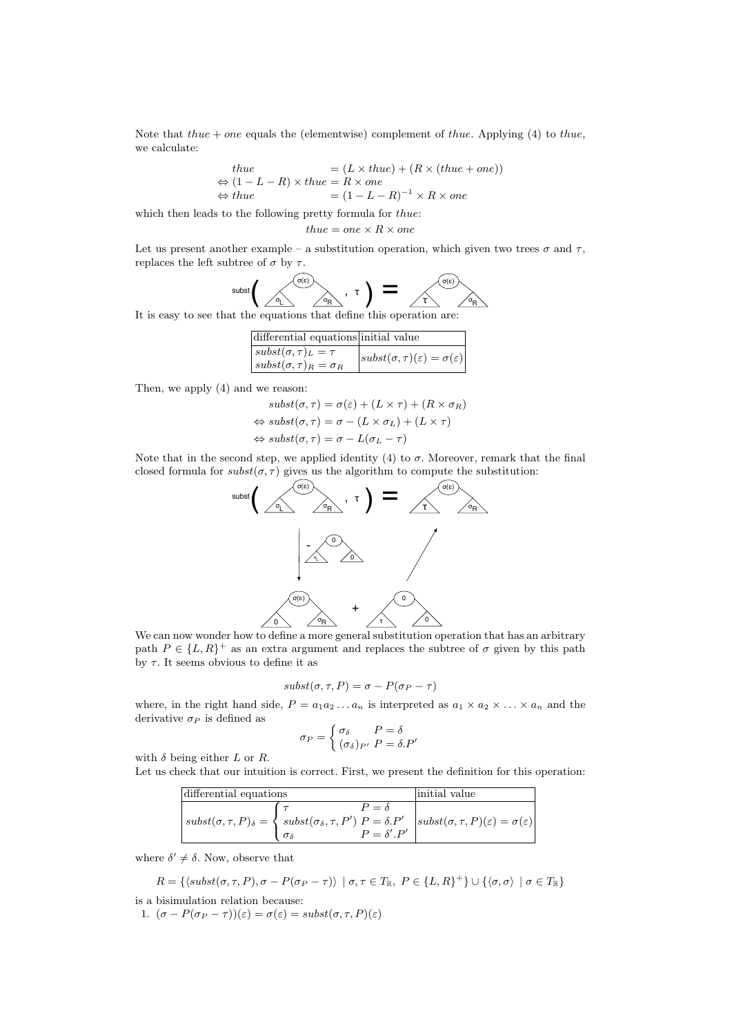Note that $thue + one$ equals the (elementwise) complement of $thue$. Applying (4) to $thue$, we calculate:

$$
\begin{aligned}
& thue &&= (L \times thue) + (R \times (thue + one)) \\
\Leftrightarrow\ & (1 - L - R) \times thue &&= R \times one \\
\Leftrightarrow\ & thue &&= (1 - L - R)^{-1} \times R \times one
\end{aligned}
$$

which then leads to the following pretty formula for $thue$:

$$thue = one \times R \times one$$

Let us present another example – a substitution operation, which given two trees $\sigma$ and $\tau$, replaces the left subtree of $\sigma$ by $\tau$.

$$\text{subst}\left( \text{tree}(\sigma(\varepsilon), \sigma_L, \sigma_R), \tau \right) = \text{tree}(\sigma(\varepsilon), \tau, \sigma_R)$$

It is easy to see that the equations that define this operation are:

| differential equations | initial value |
|---|---|
| $subst(\sigma, \tau)_L = \tau$ <br> $subst(\sigma, \tau)_R = \sigma_R$ | $subst(\sigma, \tau)(\varepsilon) = \sigma(\varepsilon)$ |

Then, we apply (4) and we reason:

$$
\begin{aligned}
& subst(\sigma, \tau) = \sigma(\varepsilon) + (L \times \tau) + (R \times \sigma_R) \\
\Leftrightarrow\ & subst(\sigma, \tau) = \sigma - (L \times \sigma_L) + (L \times \tau) \\
\Leftrightarrow\ & subst(\sigma, \tau) = \sigma - L(\sigma_L - \tau)
\end{aligned}
$$

Note that in the second step, we applied identity (4) to $\sigma$. Moreover, remark that the final closed formula for $subst(\sigma, \tau)$ gives us the algorithm to compute the substitution:

$$\text{subst}\left( \text{tree}(\sigma(\varepsilon), \sigma_L, \sigma_R), \tau \right) = \text{tree}(\sigma(\varepsilon), \tau, \sigma_R)$$

$$\text{tree}(\sigma(\varepsilon), \sigma_L, \sigma_R) - \text{tree}(0, \sigma_L, 0) = \text{tree}(\sigma(\varepsilon), 0, \sigma_R), \qquad \text{tree}(\sigma(\varepsilon), 0, \sigma_R) + \text{tree}(0, \tau, 0) = \text{tree}(\sigma(\varepsilon), \tau, \sigma_R)$$

We can now wonder how to define a more general substitution operation that has an arbitrary path $P \in \{L, R\}^+$ as an extra argument and replaces the subtree of $\sigma$ given by this path by $\tau$. It seems obvious to define it as

$$subst(\sigma, \tau, P) = \sigma - P(\sigma_P - \tau)$$

where, in the right hand side, $P = a_1 a_2 \ldots a_n$ is interpreted as $a_1 \times a_2 \times \ldots \times a_n$ and the derivative $\sigma_P$ is defined as

$$\sigma_P = \begin{cases} \sigma_\delta & P = \delta \\ (\sigma_\delta)_{P'} & P = \delta.P' \end{cases}$$

with $\delta$ being either $L$ or $R$.

Let us check that our intuition is correct. First, we present the definition for this operation:

| differential equations | initial value |
|---|---|
| $subst(\sigma, \tau, P)_\delta = \begin{cases} \tau & P = \delta \\ subst(\sigma_\delta, \tau, P') & P = \delta.P' \\ \sigma_\delta & P = \delta'.P' \end{cases}$ | $subst(\sigma, \tau, P)(\varepsilon) = \sigma(\varepsilon)$ |

where $\delta' \neq \delta$. Now, observe that

$$R = \{\langle subst(\sigma, \tau, P), \sigma - P(\sigma_P - \tau) \rangle \mid \sigma, \tau \in T_{\mathbb{R}},\ P \in \{L, R\}^+\} \cup \{\langle \sigma, \sigma \rangle \mid \sigma \in T_{\mathbb{R}}\}$$

is a bisimulation relation because:

1. $(\sigma - P(\sigma_P - \tau))(\varepsilon) = \sigma(\varepsilon) = subst(\sigma, \tau, P)(\varepsilon)$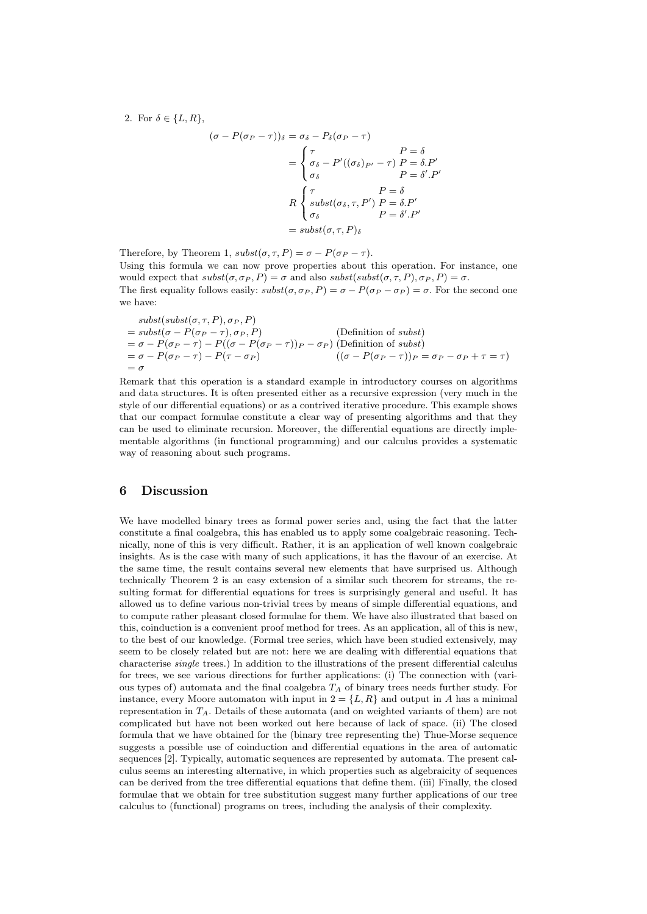2. For $\delta \in \{L, R\}$,

$$
\begin{aligned}
(\sigma - P(\sigma_P - \tau))_\delta &= \sigma_\delta - P_\delta(\sigma_P - \tau) \\
&= \begin{cases} \tau & P = \delta \\ \sigma_\delta - P'((\sigma_\delta)_{P'} - \tau) & P = \delta.P' \\ \sigma_\delta & P = \delta'.P' \end{cases} \\
&R \begin{cases} \tau & P = \delta \\ subst(\sigma_\delta, \tau, P') & P = \delta.P' \\ \sigma_\delta & P = \delta'.P' \end{cases} \\
&= subst(\sigma, \tau, P)_\delta
\end{aligned}
$$

Therefore, by Theorem 1, $subst(\sigma, \tau, P) = \sigma - P(\sigma_P - \tau)$.
Using this formula we can now prove properties about this operation. For instance, one would expect that $subst(\sigma, \sigma_P, P) = \sigma$ and also $subst(subst(\sigma, \tau, P), \sigma_P, P) = \sigma$.
The first equality follows easily: $subst(\sigma, \sigma_P, P) = \sigma - P(\sigma_P - \sigma_P) = \sigma$. For the second one we have:

$$
\begin{aligned}
& subst(subst(\sigma, \tau, P), \sigma_P, P) \\
&= subst(\sigma - P(\sigma_P - \tau), \sigma_P, P) && \text{(Definition of } subst\text{)} \\
&= \sigma - P(\sigma_P - \tau) - P((\sigma - P(\sigma_P - \tau))_P - \sigma_P) && \text{(Definition of } subst\text{)} \\
&= \sigma - P(\sigma_P - \tau) - P(\tau - \sigma_P) && ((\sigma - P(\sigma_P - \tau))_P = \sigma_P - \sigma_P + \tau = \tau) \\
&= \sigma
\end{aligned}
$$

Remark that this operation is a standard example in introductory courses on algorithms and data structures. It is often presented either as a recursive expression (very much in the style of our differential equations) or as a contrived iterative procedure. This example shows that our compact formulae constitute a clear way of presenting algorithms and that they can be used to eliminate recursion. Moreover, the differential equations are directly implementable algorithms (in functional programming) and our calculus provides a systematic way of reasoning about such programs.

## 6 Discussion

We have modelled binary trees as formal power series and, using the fact that the latter constitute a final coalgebra, this has enabled us to apply some coalgebraic reasoning. Technically, none of this is very difficult. Rather, it is an application of well known coalgebraic insights. As is the case with many of such applications, it has the flavour of an exercise. At the same time, the result contains several new elements that have surprised us. Although technically Theorem 2 is an easy extension of a similar such theorem for streams, the resulting format for differential equations for trees is surprisingly general and useful. It has allowed us to define various non-trivial trees by means of simple differential equations, and to compute rather pleasant closed formulae for them. We have also illustrated that based on this, coinduction is a convenient proof method for trees. As an application, all of this is new, to the best of our knowledge. (Formal tree series, which have been studied extensively, may seem to be closely related but are not: here we are dealing with differential equations that characterise *single* trees.) In addition to the illustrations of the present differential calculus for trees, we see various directions for further applications: (i) The connection with (various types of) automata and the final coalgebra $T_A$ of binary trees needs further study. For instance, every Moore automaton with input in $2 = \{L, R\}$ and output in $A$ has a minimal representation in $T_A$. Details of these automata (and on weighted variants of them) are not complicated but have not been worked out here because of lack of space. (ii) The closed formula that we have obtained for the (binary tree representing the) Thue-Morse sequence suggests a possible use of coinduction and differential equations in the area of automatic sequences [2]. Typically, automatic sequences are represented by automata. The present calculus seems an interesting alternative, in which properties such as algebraicity of sequences can be derived from the tree differential equations that define them. (iii) Finally, the closed formulae that we obtain for tree substitution suggest many further applications of our tree calculus to (functional) programs on trees, including the analysis of their complexity.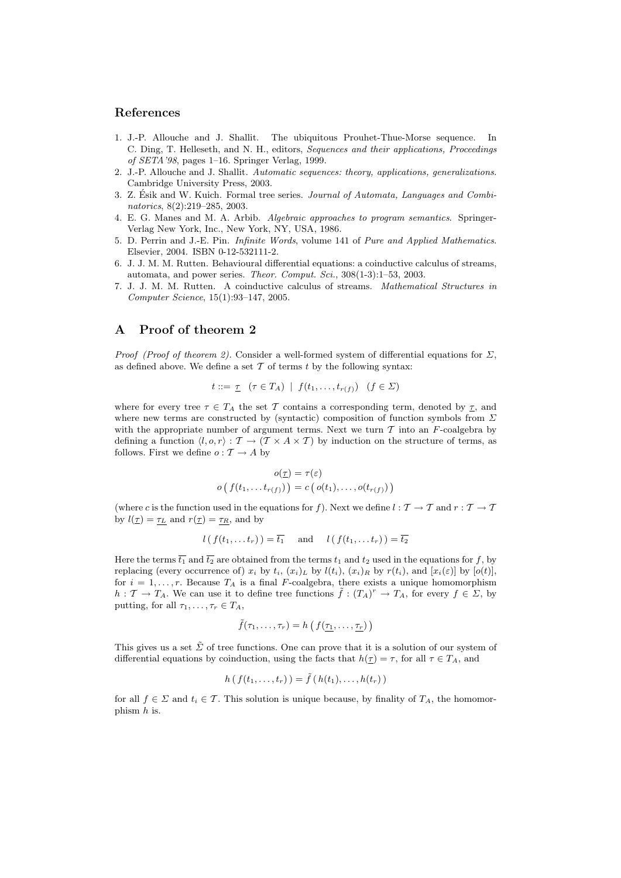## References

1. J.-P. Allouche and J. Shallit. The ubiquitous Prouhet-Thue-Morse sequence. In C. Ding, T. Helleseth, and N. H., editors, *Sequences and their applications, Proceedings of SETA'98*, pages 1–16. Springer Verlag, 1999.
2. J.-P. Allouche and J. Shallit. *Automatic sequences: theory, applications, generalizations*. Cambridge University Press, 2003.
3. Z. Ésik and W. Kuich. Formal tree series. *Journal of Automata, Languages and Combinatorics*, 8(2):219–285, 2003.
4. E. G. Manes and M. A. Arbib. *Algebraic approaches to program semantics*. Springer-Verlag New York, Inc., New York, NY, USA, 1986.
5. D. Perrin and J.-E. Pin. *Infinite Words*, volume 141 of *Pure and Applied Mathematics*. Elsevier, 2004. ISBN 0-12-532111-2.
6. J. J. M. M. Rutten. Behavioural differential equations: a coinductive calculus of streams, automata, and power series. *Theor. Comput. Sci.*, 308(1-3):1–53, 2003.
7. J. J. M. M. Rutten. A coinductive calculus of streams. *Mathematical Structures in Computer Science*, 15(1):93–147, 2005.

## A Proof of theorem 2

*Proof (Proof of theorem 2).* Consider a well-formed system of differential equations for $\Sigma$, as defined above. We define a set $\mathcal{T}$ of terms $t$ by the following syntax:

$$t ::= \underline{\tau} \quad (\tau \in T_A) \;\mid\; f(t_1, \ldots, t_{r(f)}) \quad (f \in \Sigma)$$

where for every tree $\tau \in T_A$ the set $\mathcal{T}$ contains a corresponding term, denoted by $\underline{\tau}$, and where new terms are constructed by (syntactic) composition of function symbols from $\Sigma$ with the appropriate number of argument terms. Next we turn $\mathcal{T}$ into an $F$-coalgebra by defining a function $\langle l, o, r \rangle : \mathcal{T} \to (\mathcal{T} \times A \times \mathcal{T})$ by induction on the structure of terms, as follows. First we define $o : \mathcal{T} \to A$ by

$$o(\underline{\tau}) = \tau(\varepsilon)$$
$$o\left( f(t_1, \ldots t_{r(f)}) \right) = c\left( o(t_1), \ldots, o(t_{r(f)}) \right)$$

(where $c$ is the function used in the equations for $f$). Next we define $l : \mathcal{T} \to \mathcal{T}$ and $r : \mathcal{T} \to \mathcal{T}$ by $l(\underline{\tau}) = \underline{\tau_L}$ and $r(\underline{\tau}) = \underline{\tau_R}$, and by

$$l\,(\,f(t_1, \ldots t_r)\,) = \overline{t_1} \quad \text{ and } \quad l\,(\,f(t_1, \ldots t_r)\,) = \overline{t_2}$$

Here the terms $\overline{t_1}$ and $\overline{t_2}$ are obtained from the terms $t_1$ and $t_2$ used in the equations for $f$, by replacing (every occurrence of) $x_i$ by $t_i$, $(x_i)_L$ by $l(t_i)$, $(x_i)_R$ by $r(t_i)$, and $[x_i(\varepsilon)]$ by $[o(t)]$, for $i = 1, \ldots, r$. Because $T_A$ is a final $F$-coalgebra, there exists a unique homomorphism $h : \mathcal{T} \to T_A$. We can use it to define tree functions $\tilde{f} : (T_A)^r \to T_A$, for every $f \in \Sigma$, by putting, for all $\tau_1, \ldots, \tau_r \in T_A$,

$$\tilde{f}(\tau_1, \ldots, \tau_r) = h\left( f(\underline{\tau_1}, \ldots, \underline{\tau_r}) \right)$$

This gives us a set $\tilde{\Sigma}$ of tree functions. One can prove that it is a solution of our system of differential equations by coinduction, using the facts that $h(\underline{\tau}) = \tau$, for all $\tau \in T_A$, and

$$h\,(\,f(t_1, \ldots, t_r)\,) = \tilde{f}\,(\,h(t_1), \ldots, h(t_r)\,)$$

for all $f \in \Sigma$ and $t_i \in \mathcal{T}$. This solution is unique because, by finality of $T_A$, the homomorphism $h$ is.